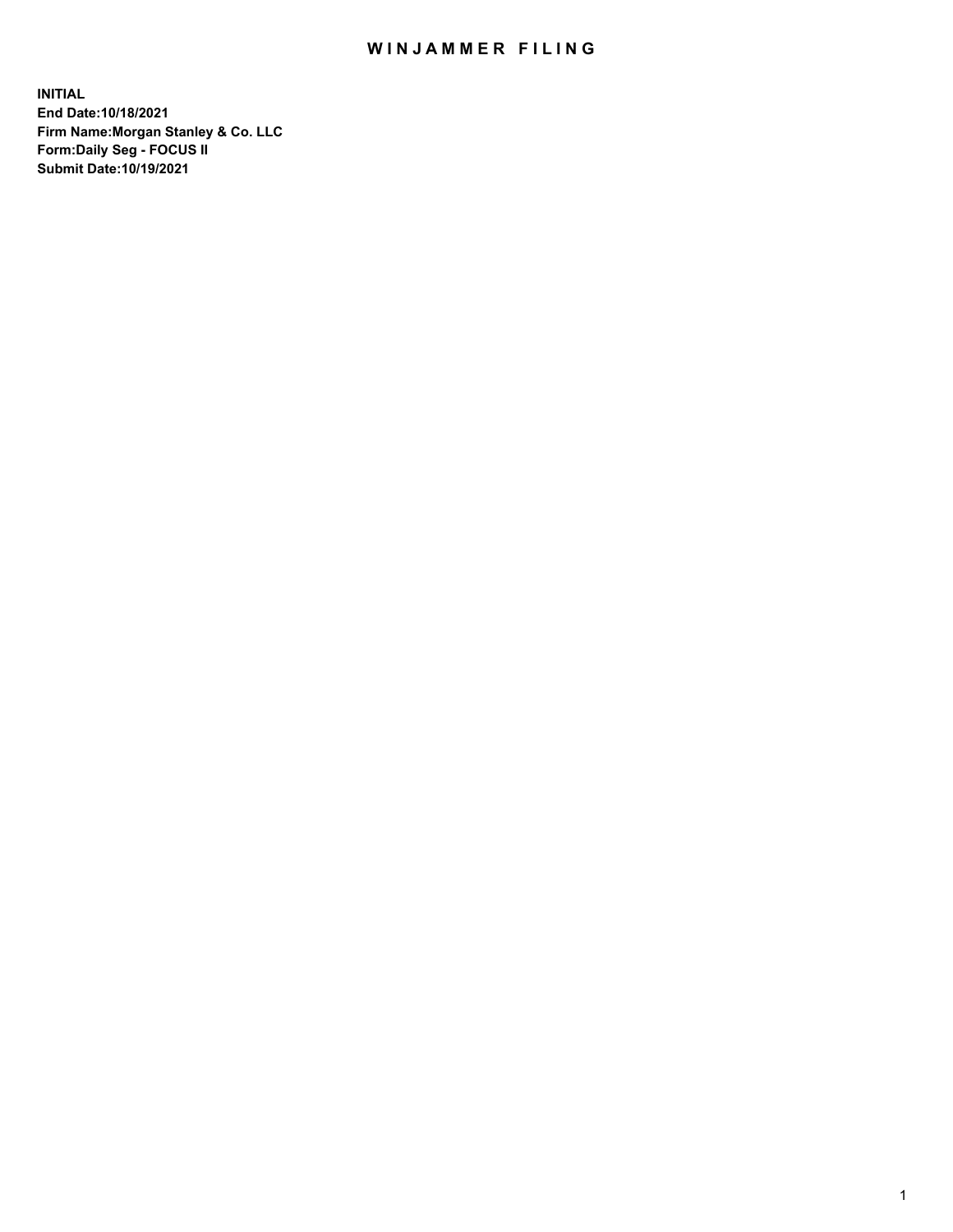# WINJAMMER FILING

**INITIAL**
**End Date:10/18/2021**
**Firm Name:Morgan Stanley & Co. LLC**
**Form:Daily Seg - FOCUS II**
**Submit Date:10/19/2021**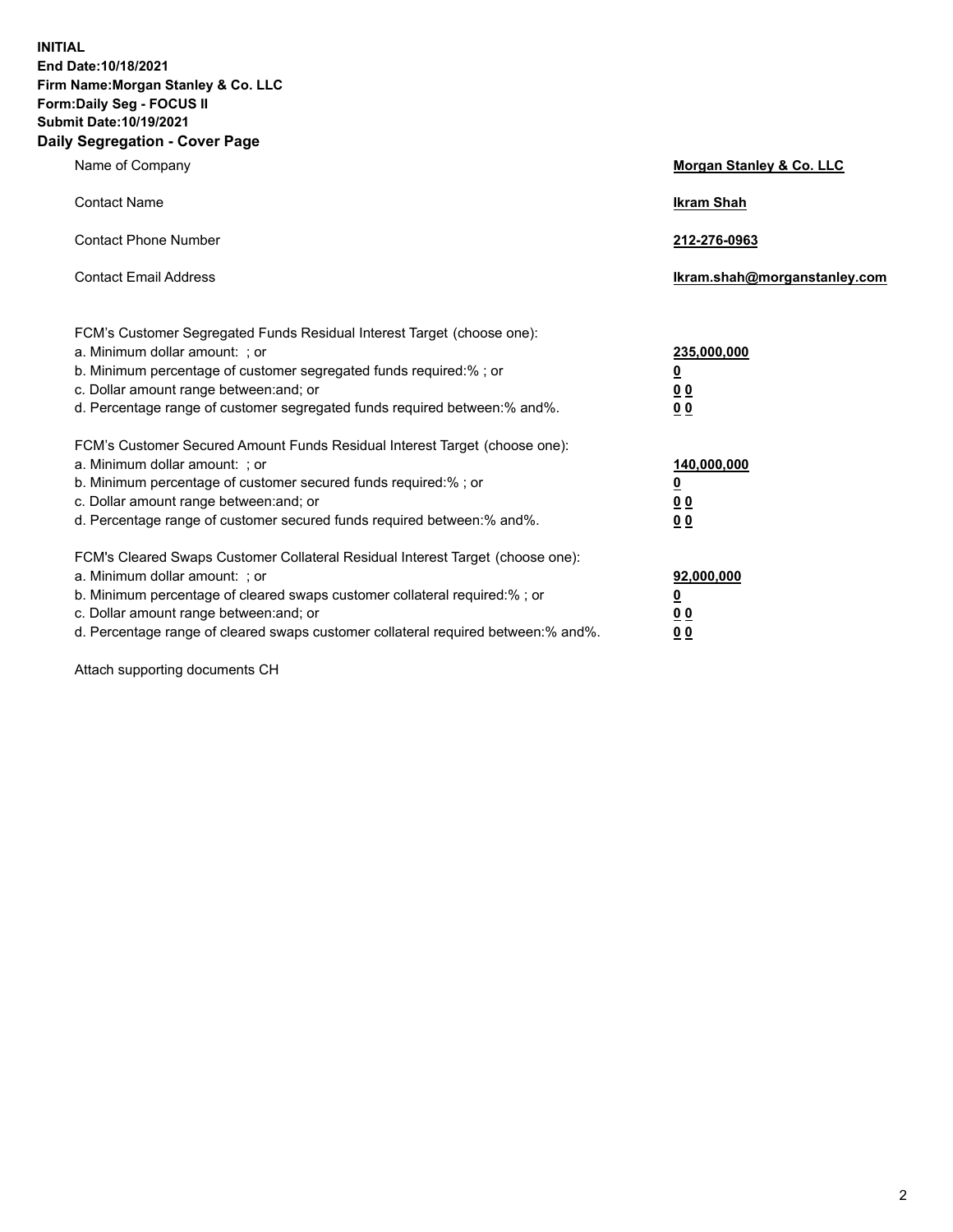**INITIAL**
**End Date:10/18/2021**
**Firm Name:Morgan Stanley & Co. LLC**
**Form:Daily Seg - FOCUS II**
**Submit Date:10/19/2021**

## Daily Segregation - Cover Page

| | |
|---|---|
| Name of Company | **Morgan Stanley & Co. LLC** |
| Contact Name | **Ikram Shah** |
| Contact Phone Number | **212-276-0963** |
| Contact Email Address | **Ikram.shah@morganstanley.com** |

| | |
|---|---|
| FCM's Customer Segregated Funds Residual Interest Target (choose one): | |
| a. Minimum dollar amount: ; or | **235,000,000** |
| b. Minimum percentage of customer segregated funds required:% ; or | **0** |
| c. Dollar amount range between:and; or | **0 0** |
| d. Percentage range of customer segregated funds required between:% and%. | **0 0** |
| FCM's Customer Secured Amount Funds Residual Interest Target (choose one): | |
| a. Minimum dollar amount: ; or | **140,000,000** |
| b. Minimum percentage of customer secured funds required:% ; or | **0** |
| c. Dollar amount range between:and; or | **0 0** |
| d. Percentage range of customer secured funds required between:% and%. | **0 0** |
| FCM's Cleared Swaps Customer Collateral Residual Interest Target (choose one): | |
| a. Minimum dollar amount: ; or | **92,000,000** |
| b. Minimum percentage of cleared swaps customer collateral required:% ; or | **0** |
| c. Dollar amount range between:and; or | **0 0** |
| d. Percentage range of cleared swaps customer collateral required between:% and%. | **0 0** |

Attach supporting documents CH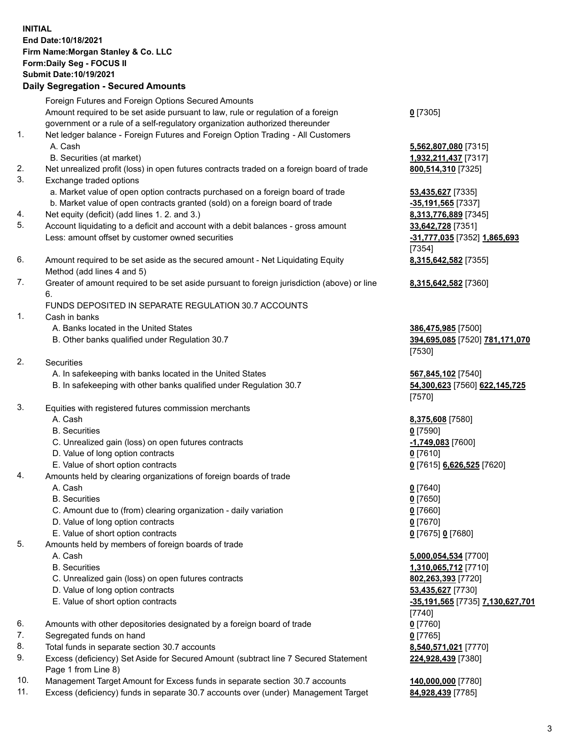**INITIAL**
**End Date:10/18/2021**
**Firm Name:Morgan Stanley & Co. LLC**
**Form:Daily Seg - FOCUS II**
**Submit Date:10/19/2021**

## Daily Segregation - Secured Amounts

| | Item | Amount |
|---|---|---|
| | Foreign Futures and Foreign Options Secured Amounts | |
| | Amount required to be set aside pursuant to law, rule or regulation of a foreign government or a rule of a self-regulatory organization authorized thereunder | **0** [7305] |
| 1. | Net ledger balance - Foreign Futures and Foreign Option Trading - All Customers | |
| | A. Cash | **5,562,807,080** [7315] |
| | B. Securities (at market) | **1,932,211,437** [7317] |
| 2. | Net unrealized profit (loss) in open futures contracts traded on a foreign board of trade | **800,514,310** [7325] |
| 3. | Exchange traded options | |
| | a. Market value of open option contracts purchased on a foreign board of trade | **53,435,627** [7335] |
| | b. Market value of open contracts granted (sold) on a foreign board of trade | **-35,191,565** [7337] |
| 4. | Net equity (deficit) (add lines 1. 2. and 3.) | **8,313,776,889** [7345] |
| 5. | Account liquidating to a deficit and account with a debit balances - gross amount | **33,642,728** [7351] |
| | Less: amount offset by customer owned securities | **-31,777,035** [7352] **1,865,693** [7354] |
| 6. | Amount required to be set aside as the secured amount - Net Liquidating Equity Method (add lines 4 and 5) | **8,315,642,582** [7355] |
| 7. | Greater of amount required to be set aside pursuant to foreign jurisdiction (above) or line 6. | **8,315,642,582** [7360] |
| | FUNDS DEPOSITED IN SEPARATE REGULATION 30.7 ACCOUNTS | |
| 1. | Cash in banks | |
| | A. Banks located in the United States | **386,475,985** [7500] |
| | B. Other banks qualified under Regulation 30.7 | **394,695,085** [7520] **781,171,070** [7530] |
| 2. | Securities | |
| | A. In safekeeping with banks located in the United States | **567,845,102** [7540] |
| | B. In safekeeping with other banks qualified under Regulation 30.7 | **54,300,623** [7560] **622,145,725** [7570] |
| 3. | Equities with registered futures commission merchants | |
| | A. Cash | **8,375,608** [7580] |
| | B. Securities | **0** [7590] |
| | C. Unrealized gain (loss) on open futures contracts | **-1,749,083** [7600] |
| | D. Value of long option contracts | **0** [7610] |
| | E. Value of short option contracts | **0** [7615] **6,626,525** [7620] |
| 4. | Amounts held by clearing organizations of foreign boards of trade | |
| | A. Cash | **0** [7640] |
| | B. Securities | **0** [7650] |
| | C. Amount due to (from) clearing organization - daily variation | **0** [7660] |
| | D. Value of long option contracts | **0** [7670] |
| | E. Value of short option contracts | **0** [7675] **0** [7680] |
| 5. | Amounts held by members of foreign boards of trade | |
| | A. Cash | **5,000,054,534** [7700] |
| | B. Securities | **1,310,065,712** [7710] |
| | C. Unrealized gain (loss) on open futures contracts | **802,263,393** [7720] |
| | D. Value of long option contracts | **53,435,627** [7730] |
| | E. Value of short option contracts | **-35,191,565** [7735] **7,130,627,701** [7740] |
| 6. | Amounts with other depositories designated by a foreign board of trade | **0** [7760] |
| 7. | Segregated funds on hand | **0** [7765] |
| 8. | Total funds in separate section 30.7 accounts | **8,540,571,021** [7770] |
| 9. | Excess (deficiency) Set Aside for Secured Amount (subtract line 7 Secured Statement Page 1 from Line 8) | **224,928,439** [7380] |
| 10. | Management Target Amount for Excess funds in separate section 30.7 accounts | **140,000,000** [7780] |
| 11. | Excess (deficiency) funds in separate 30.7 accounts over (under) Management Target | **84,928,439** [7785] |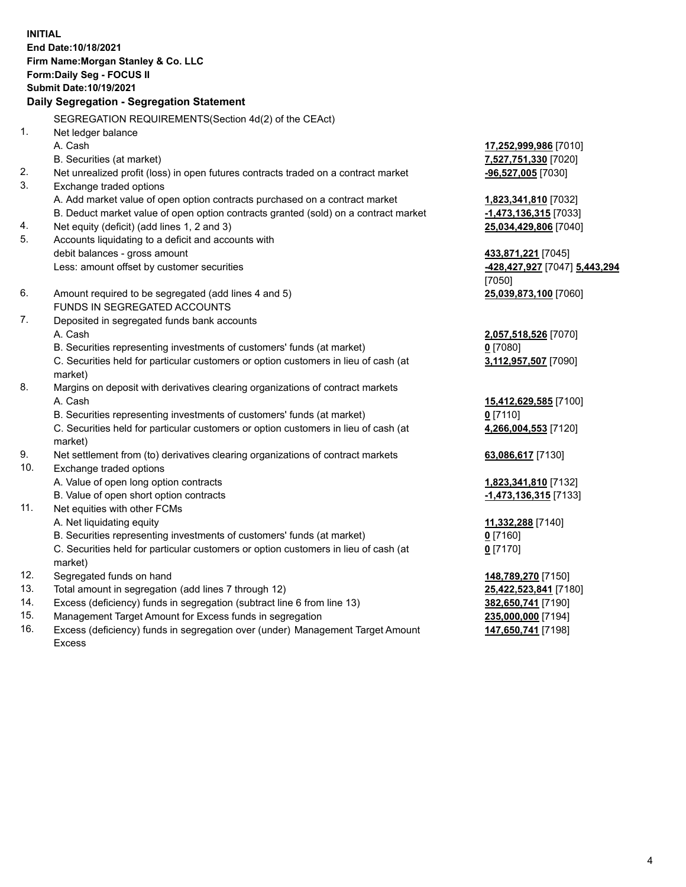**INITIAL**
**End Date:10/18/2021**
**Firm Name:Morgan Stanley & Co. LLC**
**Form:Daily Seg - FOCUS II**
**Submit Date:10/19/2021**

## Daily Segregation - Segregation Statement

SEGREGATION REQUIREMENTS(Section 4d(2) of the CEAct)

| | | |
|---|---|---|
| 1. | Net ledger balance | |
| | A. Cash | **17,252,999,986** [7010] |
| | B. Securities (at market) | **7,527,751,330** [7020] |
| 2. | Net unrealized profit (loss) in open futures contracts traded on a contract market | **-96,527,005** [7030] |
| 3. | Exchange traded options | |
| | A. Add market value of open option contracts purchased on a contract market | **1,823,341,810** [7032] |
| | B. Deduct market value of open option contracts granted (sold) on a contract market | **-1,473,136,315** [7033] |
| 4. | Net equity (deficit) (add lines 1, 2 and 3) | **25,034,429,806** [7040] |
| 5. | Accounts liquidating to a deficit and accounts with debit balances - gross amount | **433,871,221** [7045] |
| | Less: amount offset by customer securities | **-428,427,927** [7047] **5,443,294** [7050] |
| 6. | Amount required to be segregated (add lines 4 and 5) | **25,039,873,100** [7060] |
| | FUNDS IN SEGREGATED ACCOUNTS | |
| 7. | Deposited in segregated funds bank accounts | |
| | A. Cash | **2,057,518,526** [7070] |
| | B. Securities representing investments of customers' funds (at market) | **0** [7080] |
| | C. Securities held for particular customers or option customers in lieu of cash (at market) | **3,112,957,507** [7090] |
| 8. | Margins on deposit with derivatives clearing organizations of contract markets | |
| | A. Cash | **15,412,629,585** [7100] |
| | B. Securities representing investments of customers' funds (at market) | **0** [7110] |
| | C. Securities held for particular customers or option customers in lieu of cash (at market) | **4,266,004,553** [7120] |
| 9. | Net settlement from (to) derivatives clearing organizations of contract markets | **63,086,617** [7130] |
| 10. | Exchange traded options | |
| | A. Value of open long option contracts | **1,823,341,810** [7132] |
| | B. Value of open short option contracts | **-1,473,136,315** [7133] |
| 11. | Net equities with other FCMs | |
| | A. Net liquidating equity | **11,332,288** [7140] |
| | B. Securities representing investments of customers' funds (at market) | **0** [7160] |
| | C. Securities held for particular customers or option customers in lieu of cash (at market) | **0** [7170] |
| 12. | Segregated funds on hand | **148,789,270** [7150] |
| 13. | Total amount in segregation (add lines 7 through 12) | **25,422,523,841** [7180] |
| 14. | Excess (deficiency) funds in segregation (subtract line 6 from line 13) | **382,650,741** [7190] |
| 15. | Management Target Amount for Excess funds in segregation | **235,000,000** [7194] |
| 16. | Excess (deficiency) funds in segregation over (under) Management Target Amount Excess | **147,650,741** [7198] |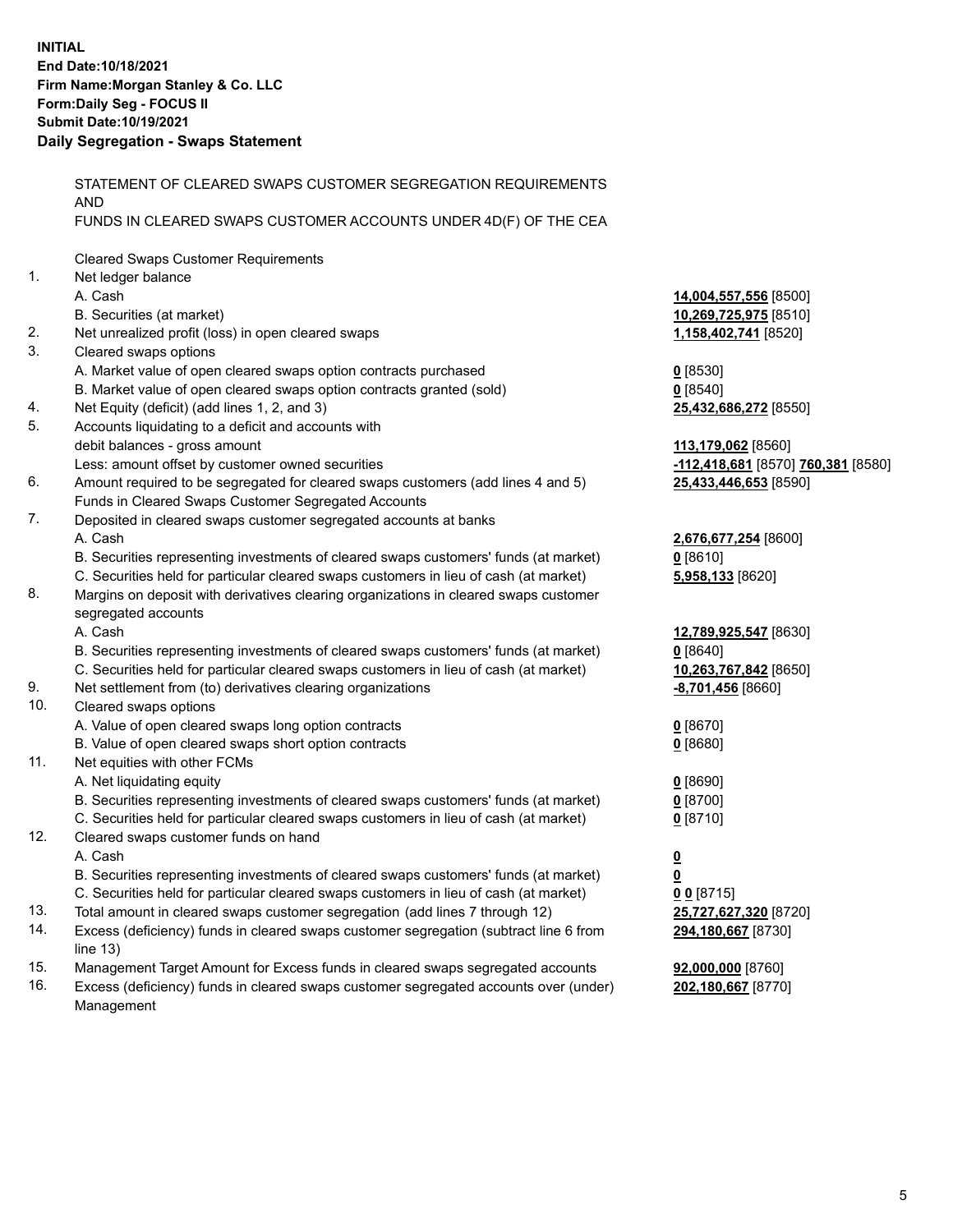**INITIAL**
**End Date:10/18/2021**
**Firm Name:Morgan Stanley & Co. LLC**
**Form:Daily Seg - FOCUS II**
**Submit Date:10/19/2021**
**Daily Segregation - Swaps Statement**

STATEMENT OF CLEARED SWAPS CUSTOMER SEGREGATION REQUIREMENTS AND
FUNDS IN CLEARED SWAPS CUSTOMER ACCOUNTS UNDER 4D(F) OF THE CEA

| | | |
|---|---|---|
| | Cleared Swaps Customer Requirements | |
| 1. | Net ledger balance | |
| | A. Cash | **14,004,557,556** [8500] |
| | B. Securities (at market) | **10,269,725,975** [8510] |
| 2. | Net unrealized profit (loss) in open cleared swaps | **1,158,402,741** [8520] |
| 3. | Cleared swaps options | |
| | A. Market value of open cleared swaps option contracts purchased | **0** [8530] |
| | B. Market value of open cleared swaps option contracts granted (sold) | **0** [8540] |
| 4. | Net Equity (deficit) (add lines 1, 2, and 3) | **25,432,686,272** [8550] |
| 5. | Accounts liquidating to a deficit and accounts with | |
| | debit balances - gross amount | **113,179,062** [8560] |
| | Less: amount offset by customer owned securities | **-112,418,681** [8570] **760,381** [8580] |
| 6. | Amount required to be segregated for cleared swaps customers (add lines 4 and 5) | **25,433,446,653** [8590] |
| | Funds in Cleared Swaps Customer Segregated Accounts | |
| 7. | Deposited in cleared swaps customer segregated accounts at banks | |
| | A. Cash | **2,676,677,254** [8600] |
| | B. Securities representing investments of cleared swaps customers' funds (at market) | **0** [8610] |
| | C. Securities held for particular cleared swaps customers in lieu of cash (at market) | **5,958,133** [8620] |
| 8. | Margins on deposit with derivatives clearing organizations in cleared swaps customer segregated accounts | |
| | A. Cash | **12,789,925,547** [8630] |
| | B. Securities representing investments of cleared swaps customers' funds (at market) | **0** [8640] |
| | C. Securities held for particular cleared swaps customers in lieu of cash (at market) | **10,263,767,842** [8650] |
| 9. | Net settlement from (to) derivatives clearing organizations | **-8,701,456** [8660] |
| 10. | Cleared swaps options | |
| | A. Value of open cleared swaps long option contracts | **0** [8670] |
| | B. Value of open cleared swaps short option contracts | **0** [8680] |
| 11. | Net equities with other FCMs | |
| | A. Net liquidating equity | **0** [8690] |
| | B. Securities representing investments of cleared swaps customers' funds (at market) | **0** [8700] |
| | C. Securities held for particular cleared swaps customers in lieu of cash (at market) | **0** [8710] |
| 12. | Cleared swaps customer funds on hand | |
| | A. Cash | **0** |
| | B. Securities representing investments of cleared swaps customers' funds (at market) | **0** |
| | C. Securities held for particular cleared swaps customers in lieu of cash (at market) | **0** **0** [8715] |
| 13. | Total amount in cleared swaps customer segregation (add lines 7 through 12) | **25,727,627,320** [8720] |
| 14. | Excess (deficiency) funds in cleared swaps customer segregation (subtract line 6 from line 13) | **294,180,667** [8730] |
| 15. | Management Target Amount for Excess funds in cleared swaps segregated accounts | **92,000,000** [8760] |
| 16. | Excess (deficiency) funds in cleared swaps customer segregated accounts over (under) Management | **202,180,667** [8770] |